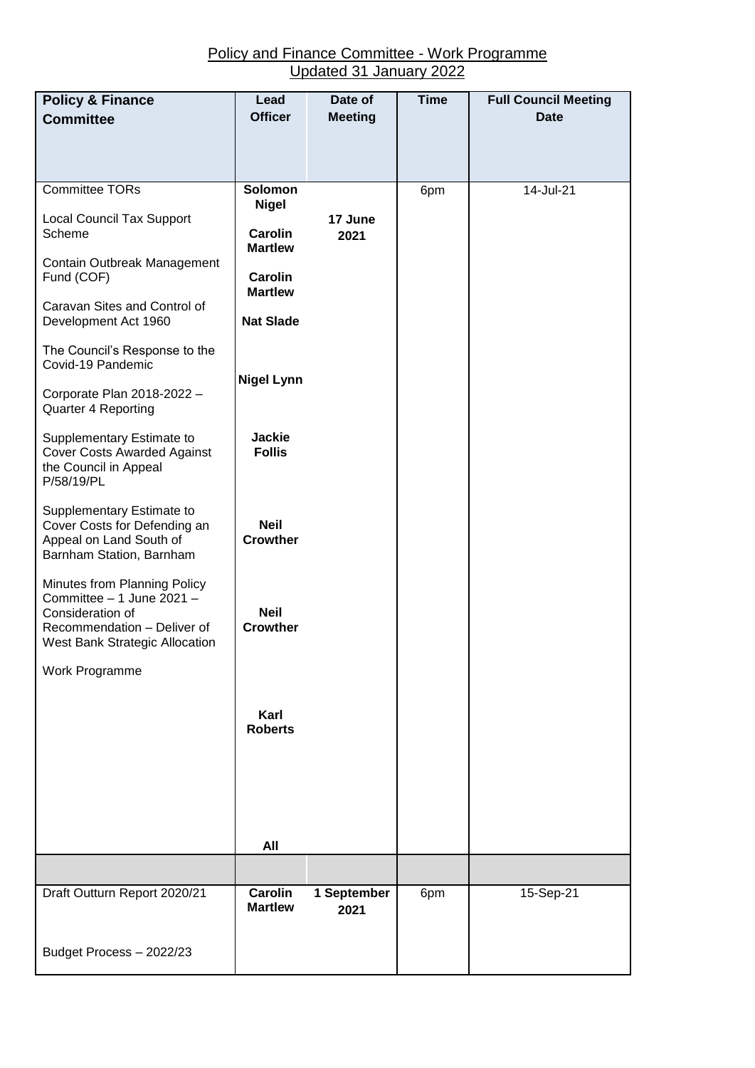# Policy and Finance Committee - Work Programme
Updated 31 January 2022

| Policy & Finance Committee | Lead Officer | Date of Meeting | Time | Full Council Meeting Date |
|---|---|---|---|---|
| Committee TORs | **Solomon Nigel** | **17 June 2021** | 6pm | 14-Jul-21 |
| Local Council Tax Support Scheme | **Carolin Martlew** | | | |
| Contain Outbreak Management Fund (COF) | **Carolin Martlew** | | | |
| Caravan Sites and Control of Development Act 1960 | **Nat Slade** | | | |
| The Council's Response to the Covid-19 Pandemic | **Nigel Lynn** | | | |
| Corporate Plan 2018-2022 – Quarter 4 Reporting | **Jackie Follis** | | | |
| Supplementary Estimate to Cover Costs Awarded Against the Council in Appeal P/58/19/PL | **Neil Crowther** | | | |
| Supplementary Estimate to Cover Costs for Defending an Appeal on Land South of Barnham Station, Barnham | **Neil Crowther** | | | |
| Minutes from Planning Policy Committee – 1 June 2021 – Consideration of Recommendation – Deliver of West Bank Strategic Allocation | **Karl Roberts** | | | |
| Work Programme | **All** | | | |
| | | | | |
| Draft Outturn Report 2020/21 | **Carolin Martlew** | **1 September 2021** | 6pm | 15-Sep-21 |
| Budget Process – 2022/23 | | | | |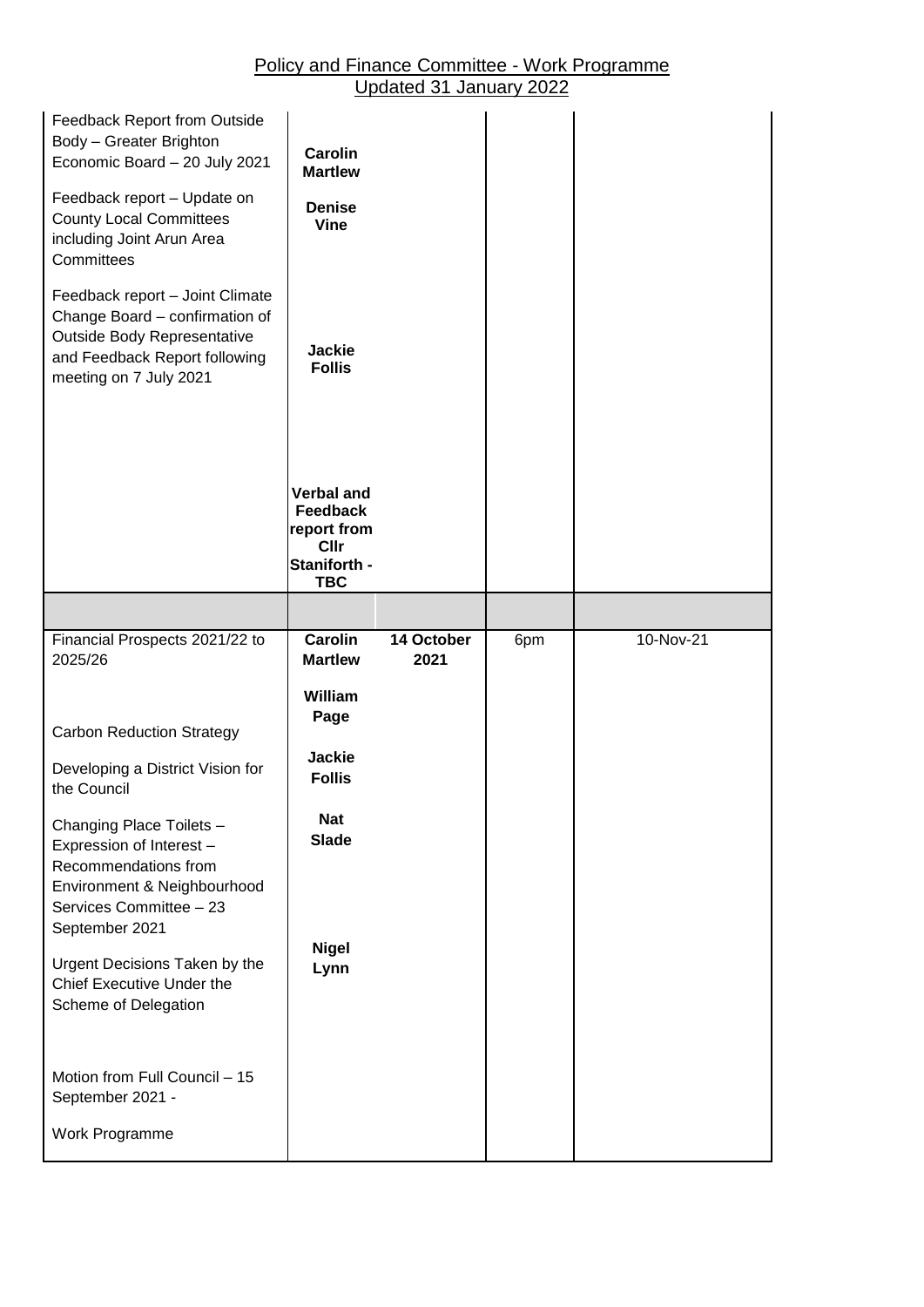# Policy and Finance Committee - Work Programme

Updated 31 January 2022

| | | | | |
|---|---|---|---|---|
| Feedback Report from Outside Body – Greater Brighton Economic Board – 20 July 2021<br><br>Feedback report – Update on County Local Committees including Joint Arun Area Committees<br><br>Feedback report – Joint Climate Change Board – confirmation of Outside Body Representative and Feedback Report following meeting on 7 July 2021 | **Carolin Martlew**<br><br>**Denise Vine**<br><br>**Jackie Follis**<br><br>**Verbal and Feedback report from Cllr Staniforth - TBC** | | | |
| | | | | |
| Financial Prospects 2021/22 to 2025/26<br><br>Carbon Reduction Strategy<br><br>Developing a District Vision for the Council<br><br>Changing Place Toilets – Expression of Interest – Recommendations from Environment & Neighbourhood Services Committee – 23 September 2021<br><br>Urgent Decisions Taken by the Chief Executive Under the Scheme of Delegation<br><br>Motion from Full Council – 15 September 2021 -<br><br>Work Programme | **Carolin Martlew**<br><br>**William Page**<br><br>**Jackie Follis**<br><br>**Nat Slade**<br><br>**Nigel Lynn** | **14 October 2021** | 6pm | 10-Nov-21 |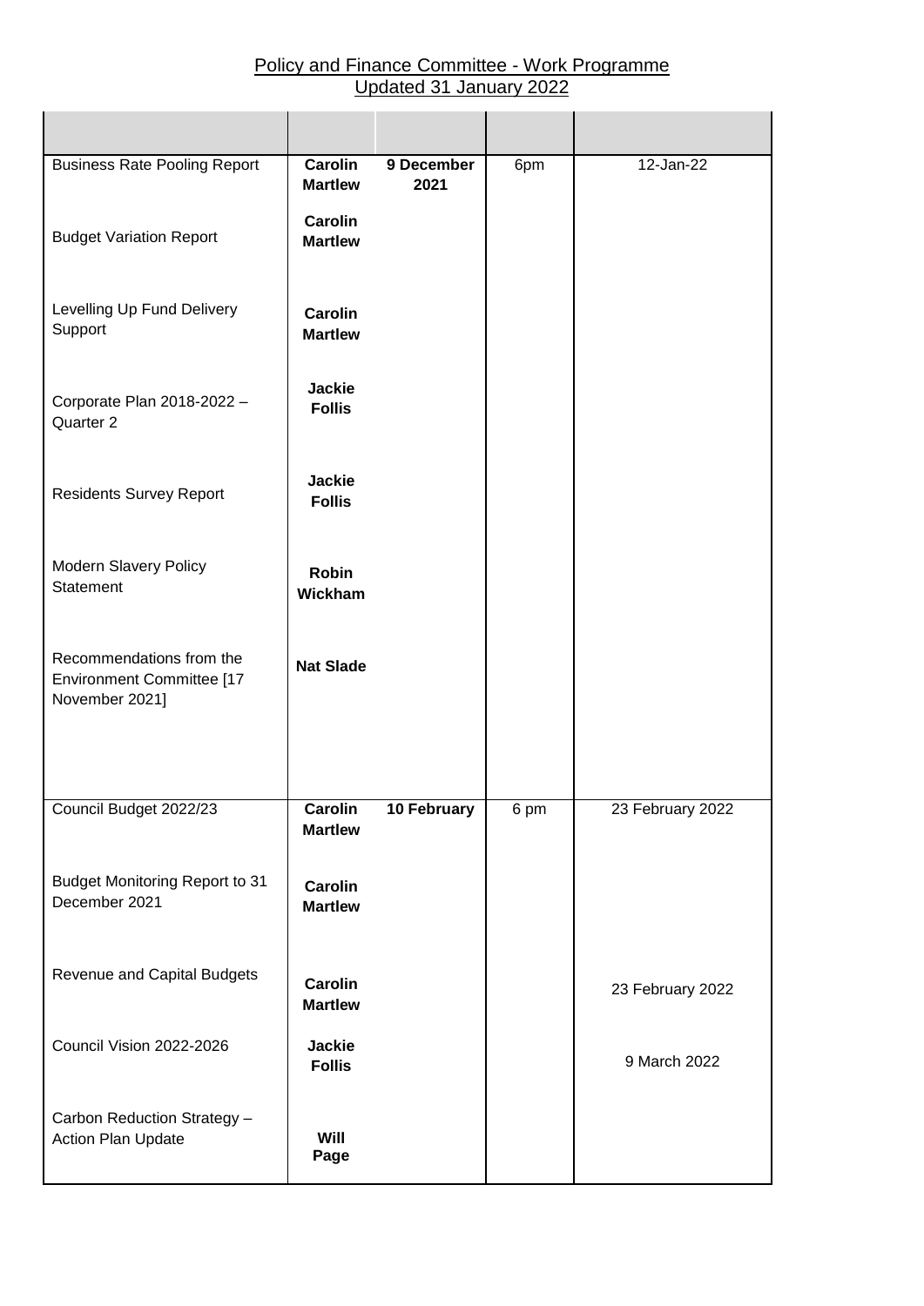Policy and Finance Committee - Work Programme
Updated 31 January 2022

| | | | | |
|---|---|---|---|---|
| Business Rate Pooling Report | **Carolin Martlew** | **9 December 2021** | 6pm | 12-Jan-22 |
| Budget Variation Report | **Carolin Martlew** | | | |
| Levelling Up Fund Delivery Support | **Carolin Martlew** | | | |
| Corporate Plan 2018-2022 – Quarter 2 | **Jackie Follis** | | | |
| Residents Survey Report | **Jackie Follis** | | | |
| Modern Slavery Policy Statement | **Robin Wickham** | | | |
| Recommendations from the Environment Committee [17 November 2021] | **Nat Slade** | | | |
| Council Budget 2022/23 | **Carolin Martlew** | **10 February** | 6 pm | 23 February 2022 |
| Budget Monitoring Report to 31 December 2021 | **Carolin Martlew** | | | |
| Revenue and Capital Budgets | **Carolin Martlew** | | | 23 February 2022 |
| Council Vision 2022-2026 | **Jackie Follis** | | | 9 March 2022 |
| Carbon Reduction Strategy – Action Plan Update | **Will Page** | | | |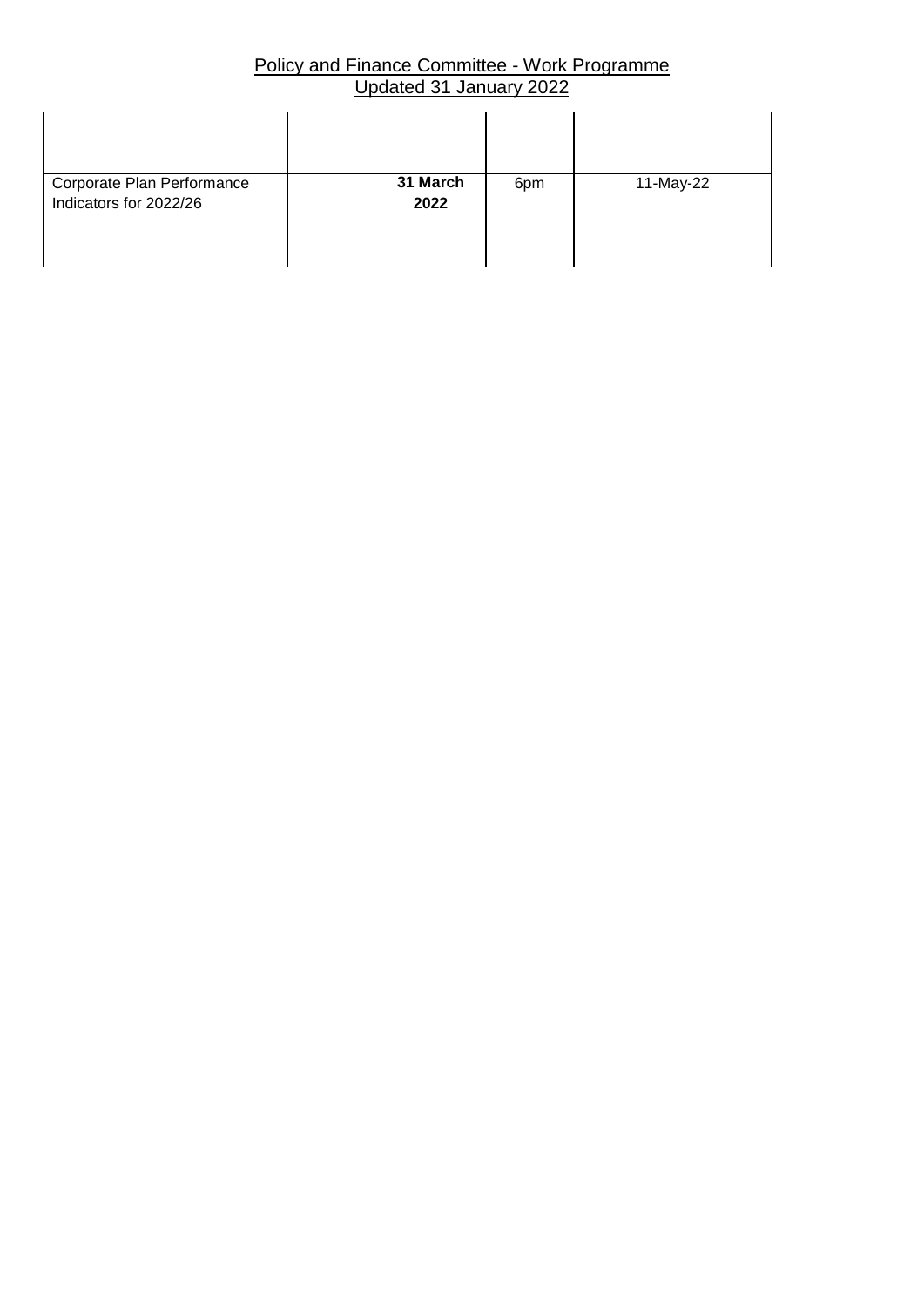Policy and Finance Committee - Work Programme
Updated 31 January 2022

| | | | |
|---|---|---|---|
| | | | |
| Corporate Plan Performance Indicators for 2022/26 | **31 March 2022** | 6pm | 11-May-22 |